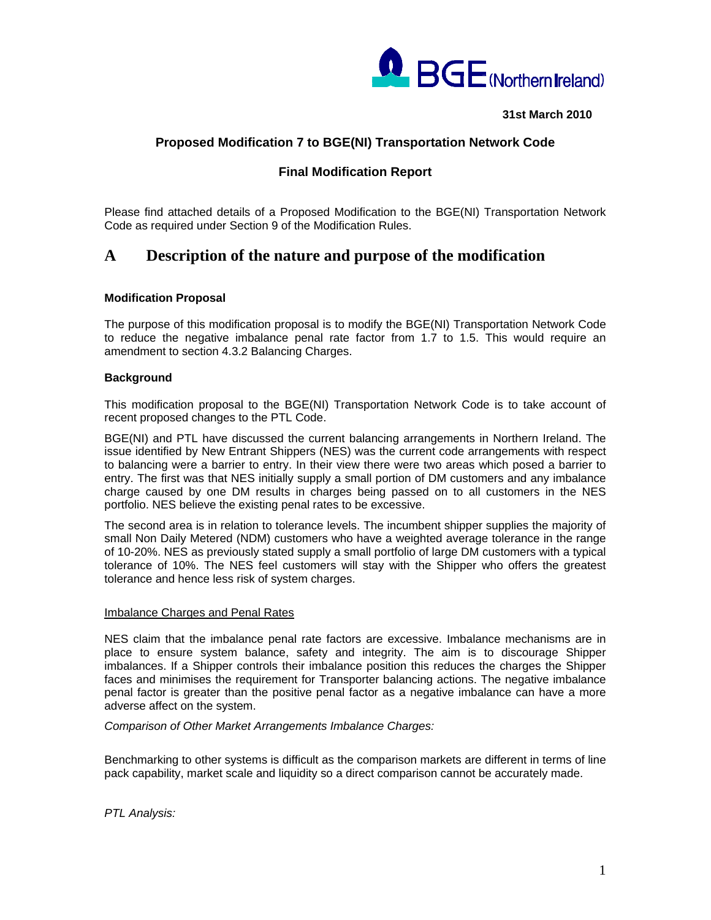BGE (Northern Ireland)

**31st March 2010**

## Proposed Modification 7 to BGE(NI) Transportation Network Code

## Final Modification Report

Please find attached details of a Proposed Modification to the BGE(NI) Transportation Network Code as required under Section 9 of the Modification Rules.

# A Description of the nature and purpose of the modification

**Modification Proposal**

The purpose of this modification proposal is to modify the BGE(NI) Transportation Network Code to reduce the negative imbalance penal rate factor from 1.7 to 1.5. This would require an amendment to section 4.3.2 Balancing Charges.

**Background**

This modification proposal to the BGE(NI) Transportation Network Code is to take account of recent proposed changes to the PTL Code.

BGE(NI) and PTL have discussed the current balancing arrangements in Northern Ireland. The issue identified by New Entrant Shippers (NES) was the current code arrangements with respect to balancing were a barrier to entry. In their view there were two areas which posed a barrier to entry. The first was that NES initially supply a small portion of DM customers and any imbalance charge caused by one DM results in charges being passed on to all customers in the NES portfolio. NES believe the existing penal rates to be excessive.

The second area is in relation to tolerance levels. The incumbent shipper supplies the majority of small Non Daily Metered (NDM) customers who have a weighted average tolerance in the range of 10-20%. NES as previously stated supply a small portfolio of large DM customers with a typical tolerance of 10%. The NES feel customers will stay with the Shipper who offers the greatest tolerance and hence less risk of system charges.

Imbalance Charges and Penal Rates

NES claim that the imbalance penal rate factors are excessive. Imbalance mechanisms are in place to ensure system balance, safety and integrity. The aim is to discourage Shipper imbalances. If a Shipper controls their imbalance position this reduces the charges the Shipper faces and minimises the requirement for Transporter balancing actions. The negative imbalance penal factor is greater than the positive penal factor as a negative imbalance can have a more adverse affect on the system.

*Comparison of Other Market Arrangements Imbalance Charges:*

Benchmarking to other systems is difficult as the comparison markets are different in terms of line pack capability, market scale and liquidity so a direct comparison cannot be accurately made.

*PTL Analysis:*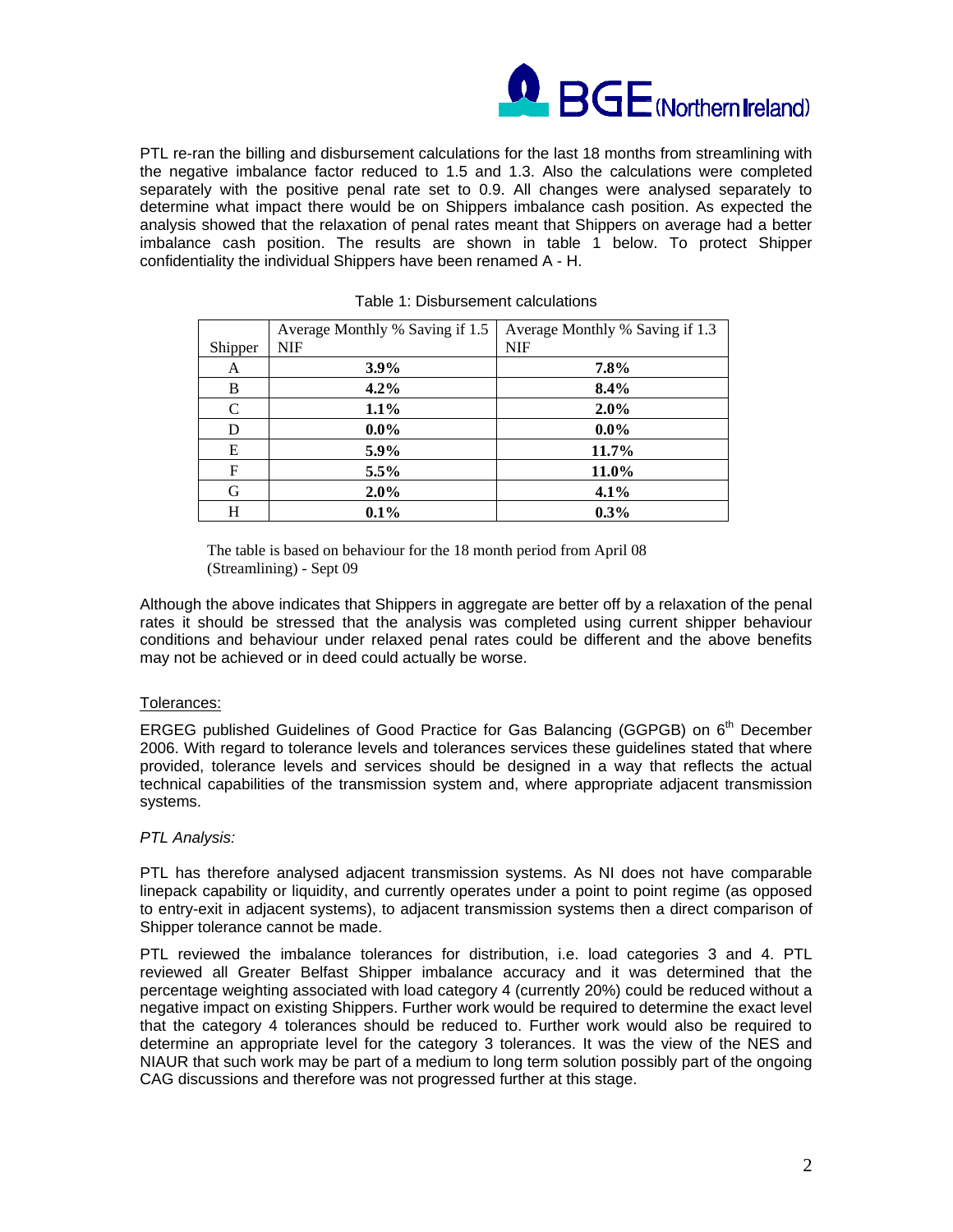PTL re-ran the billing and disbursement calculations for the last 18 months from streamlining with the negative imbalance factor reduced to 1.5 and 1.3. Also the calculations were completed separately with the positive penal rate set to 0.9. All changes were analysed separately to determine what impact there would be on Shippers imbalance cash position. As expected the analysis showed that the relaxation of penal rates meant that Shippers on average had a better imbalance cash position. The results are shown in table 1 below. To protect Shipper confidentiality the individual Shippers have been renamed A - H.

Table 1: Disbursement calculations

| Shipper | Average Monthly % Saving if 1.5 NIF | Average Monthly % Saving if 1.3 NIF |
|---|---|---|
| A | **3.9%** | **7.8%** |
| B | **4.2%** | **8.4%** |
| C | **1.1%** | **2.0%** |
| D | **0.0%** | **0.0%** |
| E | **5.9%** | **11.7%** |
| F | **5.5%** | **11.0%** |
| G | **2.0%** | **4.1%** |
| H | **0.1%** | **0.3%** |

The table is based on behaviour for the 18 month period from April 08 (Streamlining) - Sept 09

Although the above indicates that Shippers in aggregate are better off by a relaxation of the penal rates it should be stressed that the analysis was completed using current shipper behaviour conditions and behaviour under relaxed penal rates could be different and the above benefits may not be achieved or in deed could actually be worse.

Tolerances:

ERGEG published Guidelines of Good Practice for Gas Balancing (GGPGB) on 6th December 2006. With regard to tolerance levels and tolerances services these guidelines stated that where provided, tolerance levels and services should be designed in a way that reflects the actual technical capabilities of the transmission system and, where appropriate adjacent transmission systems.

*PTL Analysis:*

PTL has therefore analysed adjacent transmission systems. As NI does not have comparable linepack capability or liquidity, and currently operates under a point to point regime (as opposed to entry-exit in adjacent systems), to adjacent transmission systems then a direct comparison of Shipper tolerance cannot be made.

PTL reviewed the imbalance tolerances for distribution, i.e. load categories 3 and 4. PTL reviewed all Greater Belfast Shipper imbalance accuracy and it was determined that the percentage weighting associated with load category 4 (currently 20%) could be reduced without a negative impact on existing Shippers. Further work would be required to determine the exact level that the category 4 tolerances should be reduced to. Further work would also be required to determine an appropriate level for the category 3 tolerances. It was the view of the NES and NIAUR that such work may be part of a medium to long term solution possibly part of the ongoing CAG discussions and therefore was not progressed further at this stage.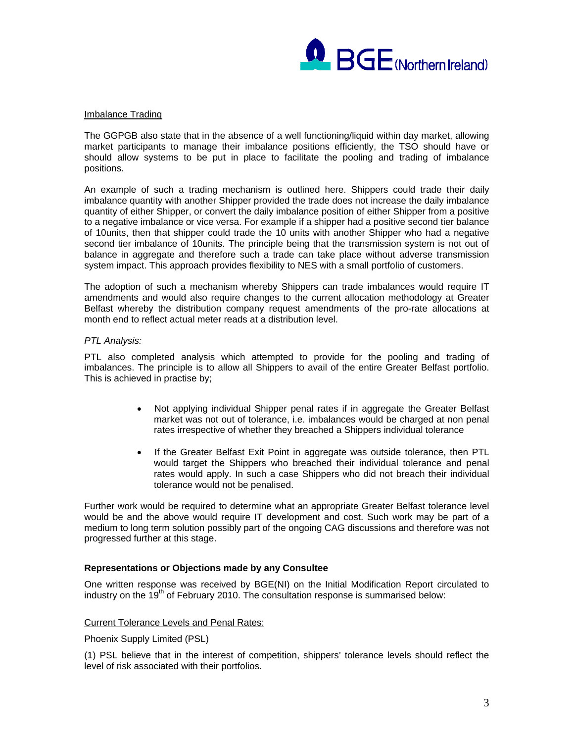Imbalance Trading

The GGPGB also state that in the absence of a well functioning/liquid within day market, allowing market participants to manage their imbalance positions efficiently, the TSO should have or should allow systems to be put in place to facilitate the pooling and trading of imbalance positions.

An example of such a trading mechanism is outlined here. Shippers could trade their daily imbalance quantity with another Shipper provided the trade does not increase the daily imbalance quantity of either Shipper, or convert the daily imbalance position of either Shipper from a positive to a negative imbalance or vice versa. For example if a shipper had a positive second tier balance of 10units, then that shipper could trade the 10 units with another Shipper who had a negative second tier imbalance of 10units. The principle being that the transmission system is not out of balance in aggregate and therefore such a trade can take place without adverse transmission system impact. This approach provides flexibility to NES with a small portfolio of customers.

The adoption of such a mechanism whereby Shippers can trade imbalances would require IT amendments and would also require changes to the current allocation methodology at Greater Belfast whereby the distribution company request amendments of the pro-rate allocations at month end to reflect actual meter reads at a distribution level.

*PTL Analysis:*

PTL also completed analysis which attempted to provide for the pooling and trading of imbalances. The principle is to allow all Shippers to avail of the entire Greater Belfast portfolio. This is achieved in practise by;

- Not applying individual Shipper penal rates if in aggregate the Greater Belfast market was not out of tolerance, i.e. imbalances would be charged at non penal rates irrespective of whether they breached a Shippers individual tolerance
- If the Greater Belfast Exit Point in aggregate was outside tolerance, then PTL would target the Shippers who breached their individual tolerance and penal rates would apply. In such a case Shippers who did not breach their individual tolerance would not be penalised.

Further work would be required to determine what an appropriate Greater Belfast tolerance level would be and the above would require IT development and cost. Such work may be part of a medium to long term solution possibly part of the ongoing CAG discussions and therefore was not progressed further at this stage.

**Representations or Objections made by any Consultee**

One written response was received by BGE(NI) on the Initial Modification Report circulated to industry on the 19th of February 2010. The consultation response is summarised below:

Current Tolerance Levels and Penal Rates:

Phoenix Supply Limited (PSL)

(1) PSL believe that in the interest of competition, shippers' tolerance levels should reflect the level of risk associated with their portfolios.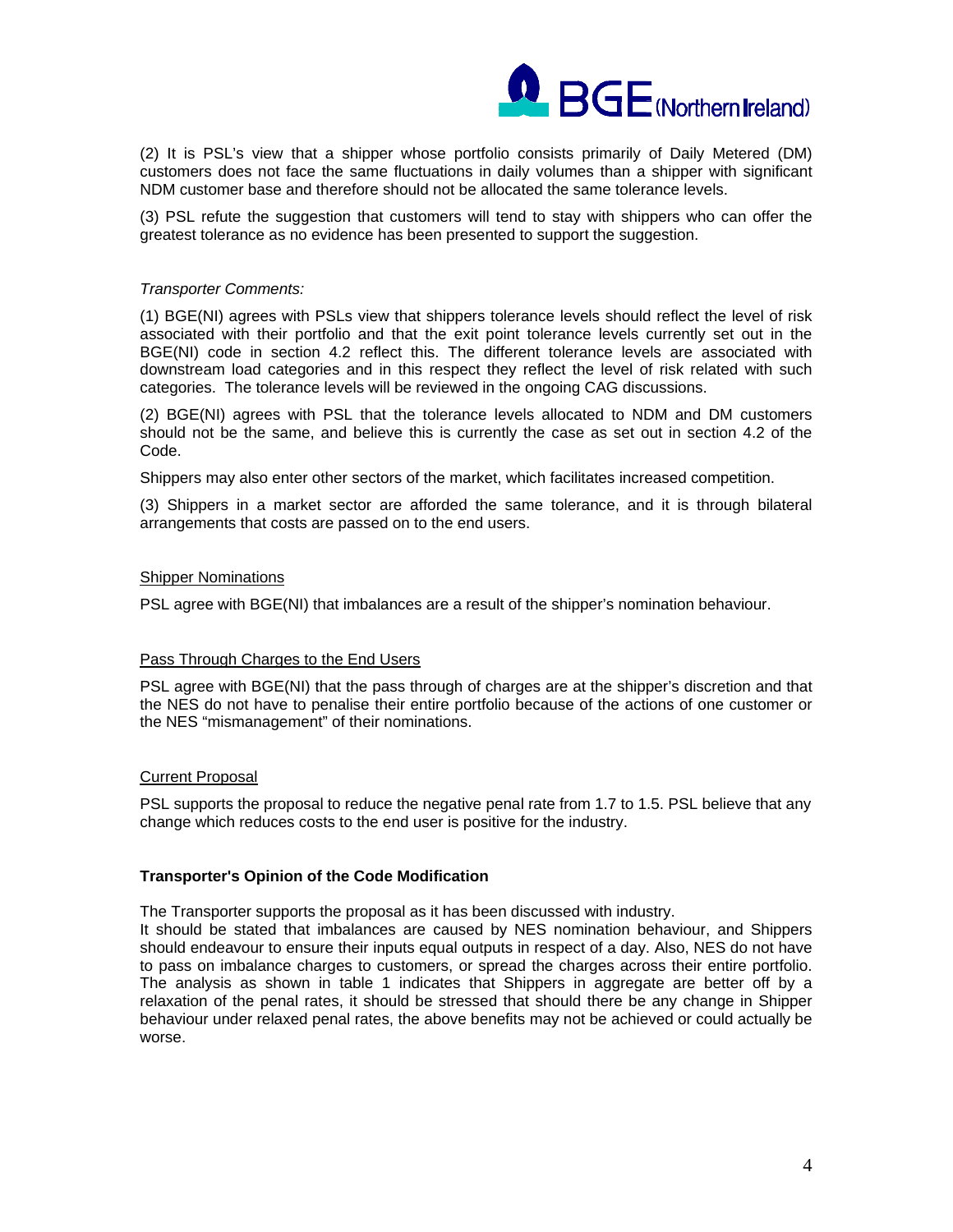(2) It is PSL's view that a shipper whose portfolio consists primarily of Daily Metered (DM) customers does not face the same fluctuations in daily volumes than a shipper with significant NDM customer base and therefore should not be allocated the same tolerance levels.

(3) PSL refute the suggestion that customers will tend to stay with shippers who can offer the greatest tolerance as no evidence has been presented to support the suggestion.

*Transporter Comments:*

(1) BGE(NI) agrees with PSLs view that shippers tolerance levels should reflect the level of risk associated with their portfolio and that the exit point tolerance levels currently set out in the BGE(NI) code in section 4.2 reflect this. The different tolerance levels are associated with downstream load categories and in this respect they reflect the level of risk related with such categories. The tolerance levels will be reviewed in the ongoing CAG discussions.

(2) BGE(NI) agrees with PSL that the tolerance levels allocated to NDM and DM customers should not be the same, and believe this is currently the case as set out in section 4.2 of the Code.

Shippers may also enter other sectors of the market, which facilitates increased competition.

(3) Shippers in a market sector are afforded the same tolerance, and it is through bilateral arrangements that costs are passed on to the end users.

<u>Shipper Nominations</u>

PSL agree with BGE(NI) that imbalances are a result of the shipper's nomination behaviour.

<u>Pass Through Charges to the End Users</u>

PSL agree with BGE(NI) that the pass through of charges are at the shipper's discretion and that the NES do not have to penalise their entire portfolio because of the actions of one customer or the NES "mismanagement" of their nominations.

<u>Current Proposal</u>

PSL supports the proposal to reduce the negative penal rate from 1.7 to 1.5. PSL believe that any change which reduces costs to the end user is positive for the industry.

**Transporter's Opinion of the Code Modification**

The Transporter supports the proposal as it has been discussed with industry.
It should be stated that imbalances are caused by NES nomination behaviour, and Shippers should endeavour to ensure their inputs equal outputs in respect of a day. Also, NES do not have to pass on imbalance charges to customers, or spread the charges across their entire portfolio. The analysis as shown in table 1 indicates that Shippers in aggregate are better off by a relaxation of the penal rates, it should be stressed that should there be any change in Shipper behaviour under relaxed penal rates, the above benefits may not be achieved or could actually be worse.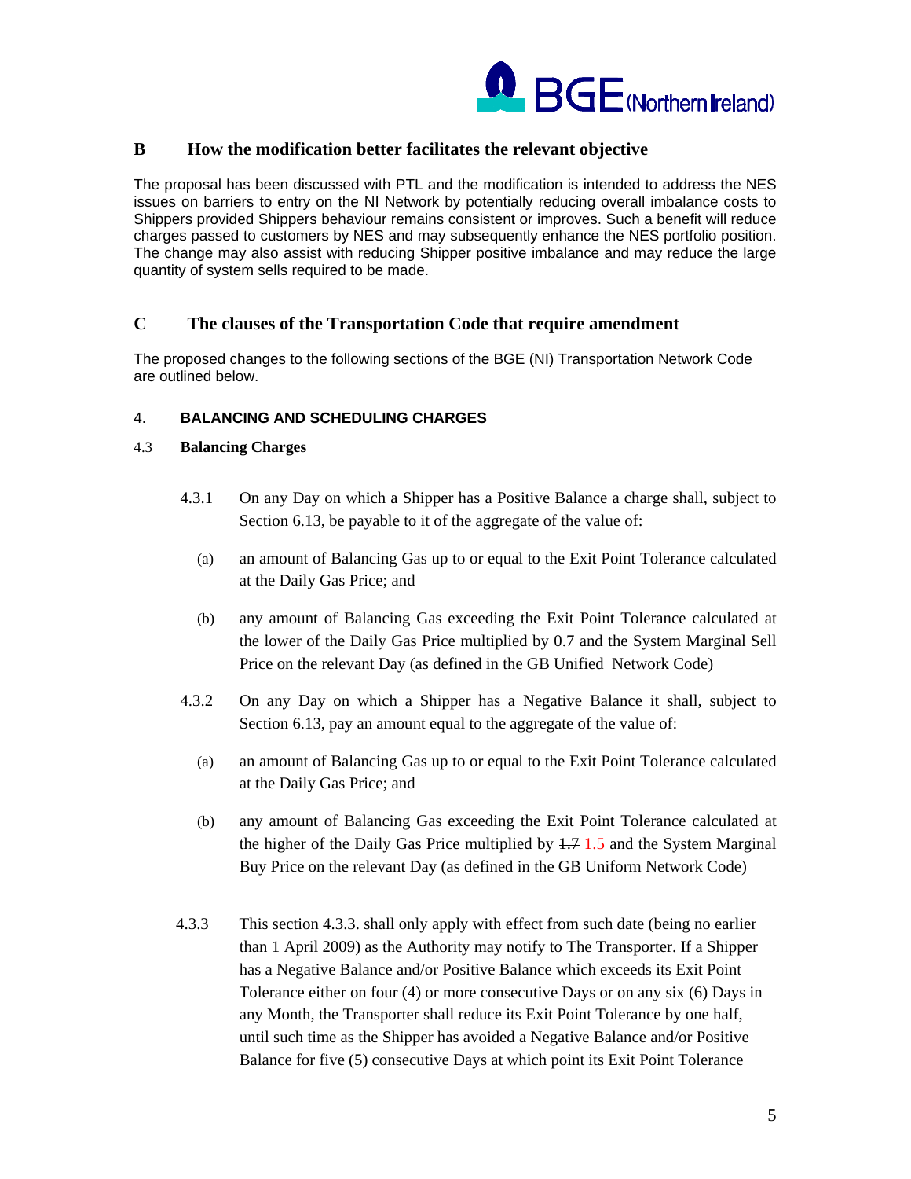## B How the modification better facilitates the relevant objective

The proposal has been discussed with PTL and the modification is intended to address the NES issues on barriers to entry on the NI Network by potentially reducing overall imbalance costs to Shippers provided Shippers behaviour remains consistent or improves. Such a benefit will reduce charges passed to customers by NES and may subsequently enhance the NES portfolio position. The change may also assist with reducing Shipper positive imbalance and may reduce the large quantity of system sells required to be made.

## C The clauses of the Transportation Code that require amendment

The proposed changes to the following sections of the BGE (NI) Transportation Network Code are outlined below.

### 4. BALANCING AND SCHEDULING CHARGES

#### 4.3 Balancing Charges

4.3.1 On any Day on which a Shipper has a Positive Balance a charge shall, subject to Section 6.13, be payable to it of the aggregate of the value of:

(a) an amount of Balancing Gas up to or equal to the Exit Point Tolerance calculated at the Daily Gas Price; and

(b) any amount of Balancing Gas exceeding the Exit Point Tolerance calculated at the lower of the Daily Gas Price multiplied by 0.7 and the System Marginal Sell Price on the relevant Day (as defined in the GB Unified Network Code)

4.3.2 On any Day on which a Shipper has a Negative Balance it shall, subject to Section 6.13, pay an amount equal to the aggregate of the value of:

(a) an amount of Balancing Gas up to or equal to the Exit Point Tolerance calculated at the Daily Gas Price; and

(b) any amount of Balancing Gas exceeding the Exit Point Tolerance calculated at the higher of the Daily Gas Price multiplied by ~~1.7~~ 1.5 and the System Marginal Buy Price on the relevant Day (as defined in the GB Uniform Network Code)

4.3.3 This section 4.3.3. shall only apply with effect from such date (being no earlier than 1 April 2009) as the Authority may notify to The Transporter. If a Shipper has a Negative Balance and/or Positive Balance which exceeds its Exit Point Tolerance either on four (4) or more consecutive Days or on any six (6) Days in any Month, the Transporter shall reduce its Exit Point Tolerance by one half, until such time as the Shipper has avoided a Negative Balance and/or Positive Balance for five (5) consecutive Days at which point its Exit Point Tolerance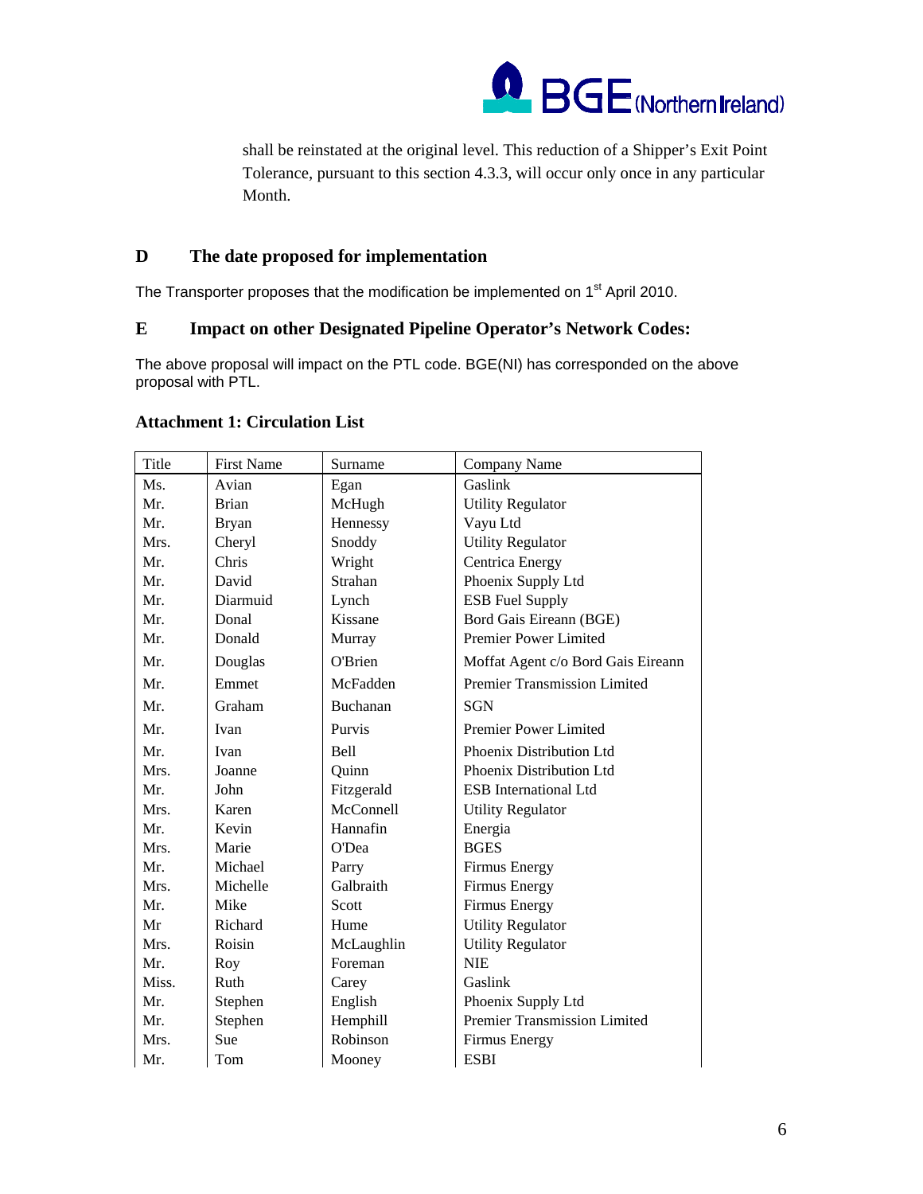shall be reinstated at the original level. This reduction of a Shipper's Exit Point Tolerance, pursuant to this section 4.3.3, will occur only once in any particular Month.

## D The date proposed for implementation

The Transporter proposes that the modification be implemented on 1st April 2010.

## E Impact on other Designated Pipeline Operator's Network Codes:

The above proposal will impact on the PTL code. BGE(NI) has corresponded on the above proposal with PTL.

### Attachment 1: Circulation List

| Title | First Name | Surname | Company Name |
|---|---|---|---|
| Ms. | Avian | Egan | Gaslink |
| Mr. | Brian | McHugh | Utility Regulator |
| Mr. | Bryan | Hennessy | Vayu Ltd |
| Mrs. | Cheryl | Snoddy | Utility Regulator |
| Mr. | Chris | Wright | Centrica Energy |
| Mr. | David | Strahan | Phoenix Supply Ltd |
| Mr. | Diarmuid | Lynch | ESB Fuel Supply |
| Mr. | Donal | Kissane | Bord Gais Eireann (BGE) |
| Mr. | Donald | Murray | Premier Power Limited |
| Mr. | Douglas | O'Brien | Moffat Agent c/o Bord Gais Eireann |
| Mr. | Emmet | McFadden | Premier Transmission Limited |
| Mr. | Graham | Buchanan | SGN |
| Mr. | Ivan | Purvis | Premier Power Limited |
| Mr. | Ivan | Bell | Phoenix Distribution Ltd |
| Mrs. | Joanne | Quinn | Phoenix Distribution Ltd |
| Mr. | John | Fitzgerald | ESB International Ltd |
| Mrs. | Karen | McConnell | Utility Regulator |
| Mr. | Kevin | Hannafin | Energia |
| Mrs. | Marie | O'Dea | BGES |
| Mr. | Michael | Parry | Firmus Energy |
| Mrs. | Michelle | Galbraith | Firmus Energy |
| Mr. | Mike | Scott | Firmus Energy |
| Mr | Richard | Hume | Utility Regulator |
| Mrs. | Roisin | McLaughlin | Utility Regulator |
| Mr. | Roy | Foreman | NIE |
| Miss. | Ruth | Carey | Gaslink |
| Mr. | Stephen | English | Phoenix Supply Ltd |
| Mr. | Stephen | Hemphill | Premier Transmission Limited |
| Mrs. | Sue | Robinson | Firmus Energy |
| Mr. | Tom | Mooney | ESBI |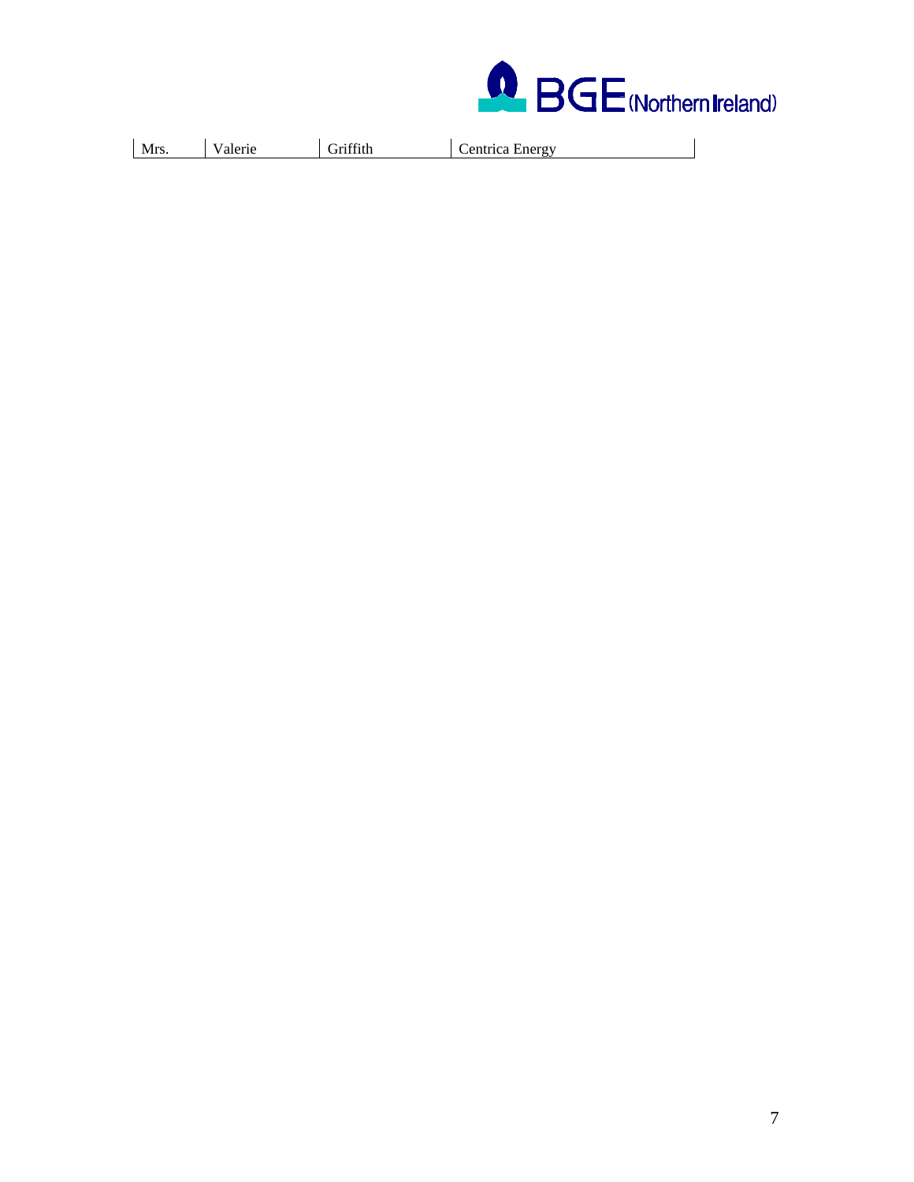| | | | |
|---|---|---|---|
| Mrs. | Valerie | Griffith | Centrica Energy |